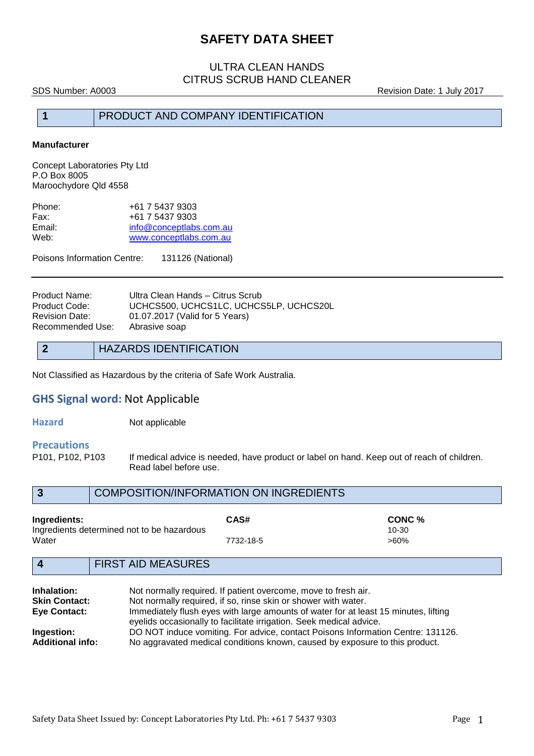# SAFETY DATA SHEET

## ULTRA CLEAN HANDS
## CITRUS SCRUB HAND CLEANER

SDS Number: A0003 Revision Date: 1 July 2017

## 1 PRODUCT AND COMPANY IDENTIFICATION

**Manufacturer**

Concept Laboratories Pty Ltd
P.O Box 8005
Maroochydore Qld 4558

Phone: +61 7 5437 9303
Fax: +61 7 5437 9303
Email: info@conceptlabs.com.au
Web: www.conceptlabs.com.au

Poisons Information Centre: 131126 (National)

Product Name: Ultra Clean Hands – Citrus Scrub
Product Code: UCHCS500, UCHCS1LC, UCHCS5LP, UCHCS20L
Revision Date: 01.07.2017 (Valid for 5 Years)
Recommended Use: Abrasive soap

## 2 HAZARDS IDENTIFICATION

Not Classified as Hazardous by the criteria of Safe Work Australia.

**GHS Signal word:** Not Applicable

**Hazard** Not applicable

**Precautions**

P101, P102, P103 If medical advice is needed, have product or label on hand. Keep out of reach of children. Read label before use.

## 3 COMPOSITION/INFORMATION ON INGREDIENTS

| **Ingredients:** | **CAS#** | **CONC %** |
| --- | --- | --- |
| Ingredients determined not to be hazardous | | 10-30 |
| Water | 7732-18-5 | >60% |

## 4 FIRST AID MEASURES

**Inhalation:** Not normally required. If patient overcome, move to fresh air.
**Skin Contact:** Not normally required, if so, rinse skin or shower with water.
**Eye Contact:** Immediately flush eyes with large amounts of water for at least 15 minutes, lifting eyelids occasionally to facilitate irrigation. Seek medical advice.
**Ingestion:** DO NOT induce vomiting. For advice, contact Poisons Information Centre: 131126.
**Additional info:** No aggravated medical conditions known, caused by exposure to this product.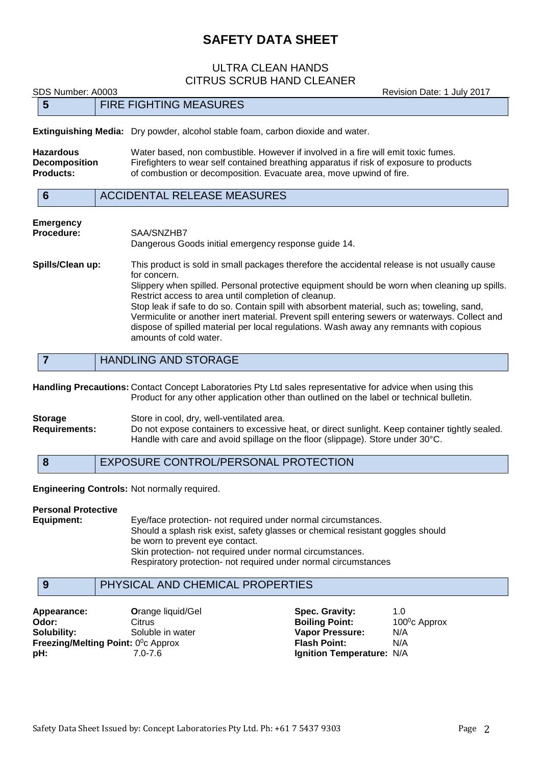# SAFETY DATA SHEET

## ULTRA CLEAN HANDS
## CITRUS SCRUB HAND CLEANER

SDS Number: A0003 Revision Date: 1 July 2017

## 5 FIRE FIGHTING MEASURES

**Extinguishing Media:** Dry powder, alcohol stable foam, carbon dioxide and water.

**Hazardous Decomposition Products:** Water based, non combustible. However if involved in a fire will emit toxic fumes. Firefighters to wear self contained breathing apparatus if risk of exposure to products of combustion or decomposition. Evacuate area, move upwind of fire.

## 6 ACCIDENTAL RELEASE MEASURES

**Emergency Procedure:** SAA/SNZHB7
Dangerous Goods initial emergency response guide 14.

**Spills/Clean up:** This product is sold in small packages therefore the accidental release is not usually cause for concern.
Slippery when spilled. Personal protective equipment should be worn when cleaning up spills. Restrict access to area until completion of cleanup.
Stop leak if safe to do so. Contain spill with absorbent material, such as; toweling, sand, Vermiculite or another inert material. Prevent spill entering sewers or waterways. Collect and dispose of spilled material per local regulations. Wash away any remnants with copious amounts of cold water.

## 7 HANDLING AND STORAGE

**Handling Precautions:** Contact Concept Laboratories Pty Ltd sales representative for advice when using this Product for any other application other than outlined on the label or technical bulletin.

**Storage Requirements:** Store in cool, dry, well-ventilated area.
Do not expose containers to excessive heat, or direct sunlight. Keep container tightly sealed. Handle with care and avoid spillage on the floor (slippage). Store under 30°C.

## 8 EXPOSURE CONTROL/PERSONAL PROTECTION

**Engineering Controls:** Not normally required.

**Personal Protective Equipment:** Eye/face protection- not required under normal circumstances.
Should a splash risk exist, safety glasses or chemical resistant goggles should be worn to prevent eye contact.
Skin protection- not required under normal circumstances.
Respiratory protection- not required under normal circumstances

## 9 PHYSICAL AND CHEMICAL PROPERTIES

| | | | |
|---|---|---|---|
| **Appearance:** | Orange liquid/Gel | **Spec. Gravity:** | 1.0 |
| **Odor:** | Citrus | **Boiling Point:** | $100^0$c Approx |
| **Solubility:** | Soluble in water | **Vapor Pressure:** | N/A |
| **Freezing/Melting Point:** | $0^0$c Approx | **Flash Point:** | N/A |
| **pH:** | 7.0-7.6 | **Ignition Temperature:** | N/A |

Safety Data Sheet Issued by: Concept Laboratories Pty Ltd. Ph: +61 7 5437 9303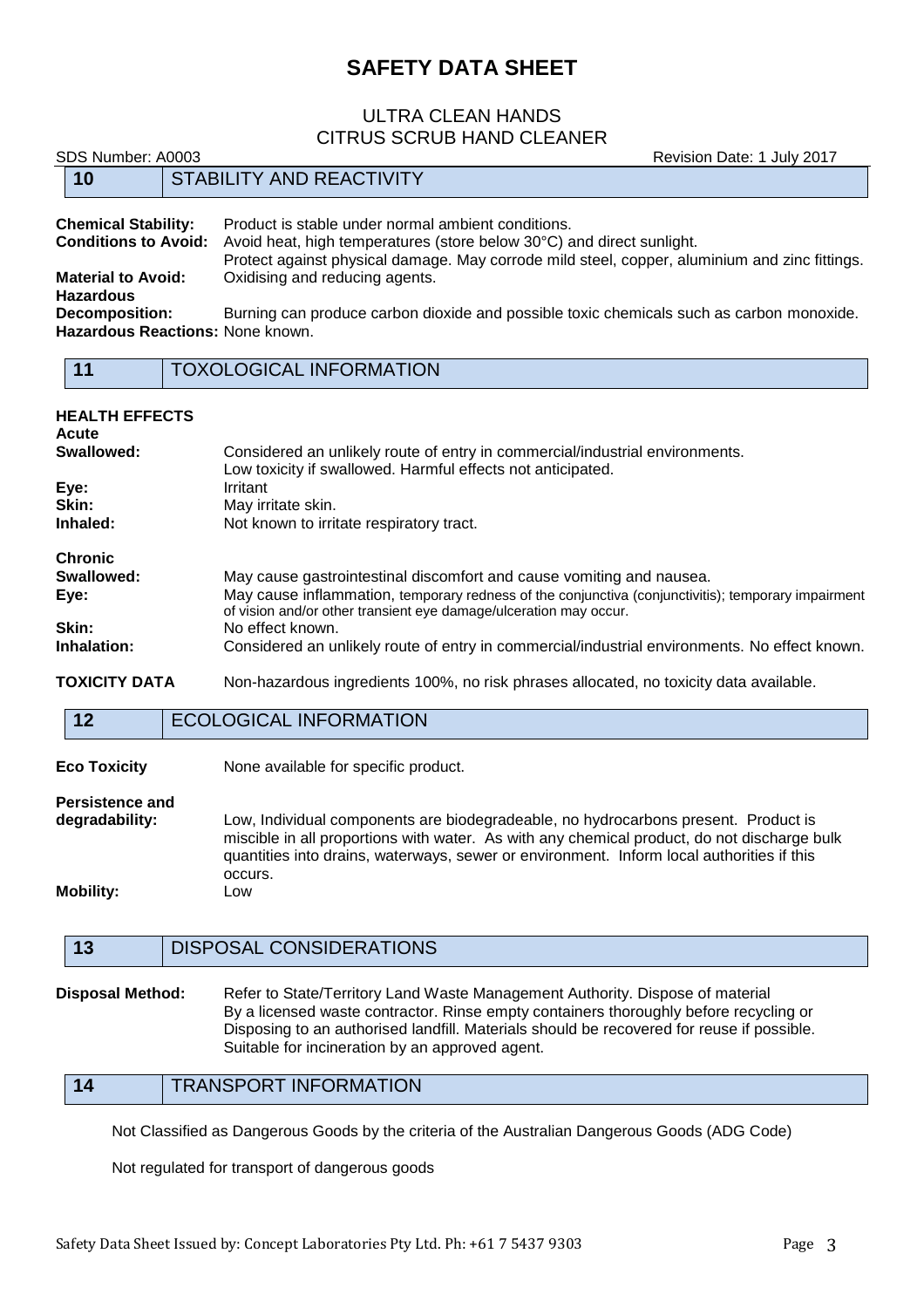# SAFETY DATA SHEET

ULTRA CLEAN HANDS
CITRUS SCRUB HAND CLEANER

SDS Number: A0003 Revision Date: 1 July 2017

## 10 STABILITY AND REACTIVITY

**Chemical Stability:** Product is stable under normal ambient conditions.

**Conditions to Avoid:** Avoid heat, high temperatures (store below 30°C) and direct sunlight. Protect against physical damage. May corrode mild steel, copper, aluminium and zinc fittings.

**Material to Avoid:** Oxidising and reducing agents.

**Hazardous Decomposition:** Burning can produce carbon dioxide and possible toxic chemicals such as carbon monoxide.

**Hazardous Reactions:** None known.

## 11 TOXOLOGICAL INFORMATION

**HEALTH EFFECTS**

**Acute**

**Swallowed:** Considered an unlikely route of entry in commercial/industrial environments. Low toxicity if swallowed. Harmful effects not anticipated.

**Eye:** Irritant

**Skin:** May irritate skin.

**Inhaled:** Not known to irritate respiratory tract.

**Chronic**

**Swallowed:** May cause gastrointestinal discomfort and cause vomiting and nausea.

**Eye:** May cause inflammation, temporary redness of the conjunctiva (conjunctivitis); temporary impairment of vision and/or other transient eye damage/ulceration may occur.

**Skin:** No effect known.

**Inhalation:** Considered an unlikely route of entry in commercial/industrial environments. No effect known.

**TOXICITY DATA** Non-hazardous ingredients 100%, no risk phrases allocated, no toxicity data available.

## 12 ECOLOGICAL INFORMATION

**Eco Toxicity** None available for specific product.

**Persistence and degradability:** Low, Individual components are biodegradeable, no hydrocarbons present. Product is miscible in all proportions with water. As with any chemical product, do not discharge bulk quantities into drains, waterways, sewer or environment. Inform local authorities if this occurs.

**Mobility:** Low

## 13 DISPOSAL CONSIDERATIONS

**Disposal Method:** Refer to State/Territory Land Waste Management Authority. Dispose of material By a licensed waste contractor. Rinse empty containers thoroughly before recycling or Disposing to an authorised landfill. Materials should be recovered for reuse if possible. Suitable for incineration by an approved agent.

## 14 TRANSPORT INFORMATION

Not Classified as Dangerous Goods by the criteria of the Australian Dangerous Goods (ADG Code)

Not regulated for transport of dangerous goods

Safety Data Sheet Issued by: Concept Laboratories Pty Ltd. Ph: +61 7 5437 9303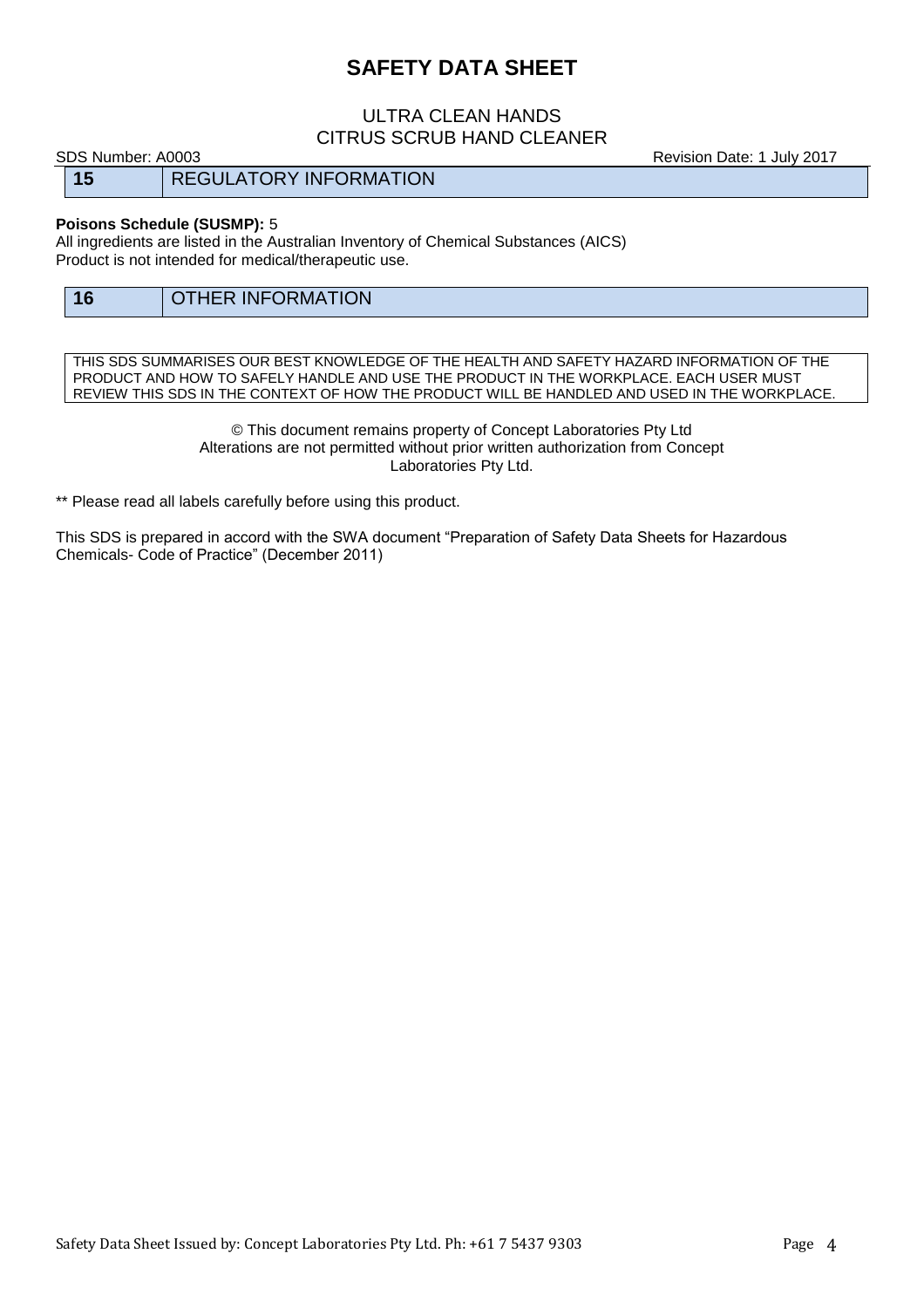## 15 REGULATORY INFORMATION

**Poisons Schedule (SUSMP):** 5

All ingredients are listed in the Australian Inventory of Chemical Substances (AICS)

Product is not intended for medical/therapeutic use.

## 16 OTHER INFORMATION

THIS SDS SUMMARISES OUR BEST KNOWLEDGE OF THE HEALTH AND SAFETY HAZARD INFORMATION OF THE PRODUCT AND HOW TO SAFELY HANDLE AND USE THE PRODUCT IN THE WORKPLACE. EACH USER MUST REVIEW THIS SDS IN THE CONTEXT OF HOW THE PRODUCT WILL BE HANDLED AND USED IN THE WORKPLACE.

© This document remains property of Concept Laboratories Pty Ltd
Alterations are not permitted without prior written authorization from Concept Laboratories Pty Ltd.

** Please read all labels carefully before using this product.

This SDS is prepared in accord with the SWA document "Preparation of Safety Data Sheets for Hazardous Chemicals- Code of Practice" (December 2011)